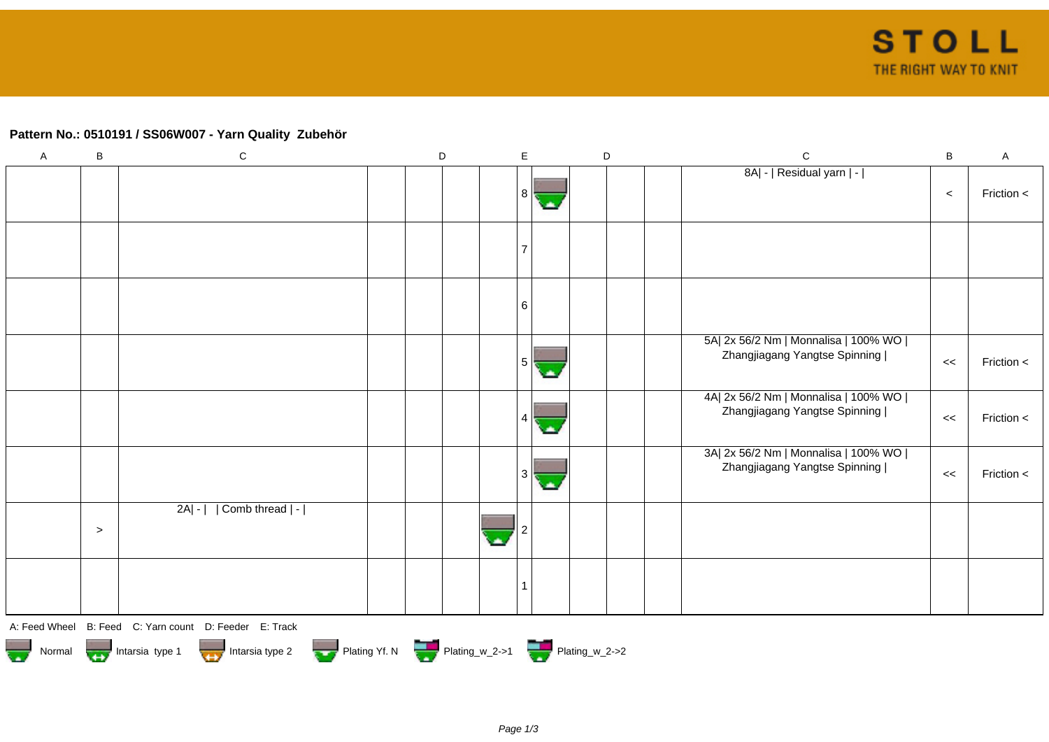**Pattern No.: 0510191 / SS06W007 - Yarn Quality Zubehör**

| A | B | C | D | D | D | D | E | D | D | D | C | B | A |
|---|---|---|---|---|---|---|---|---|---|---|---|---|---|
| | | | | | | | 8 | | | | 8A\| - \| Residual yarn \| - \| | < | Friction < |
| | | | | | | | 7 | | | | | | |
| | | | | | | | 6 | | | | | | |
| | | | | | | | 5 | | | | 5A\| 2x 56/2 Nm \| Monnalisa \| 100% WO \| Zhangjiagang Yangtse Spinning \| | << | Friction < |
| | | | | | | | 4 | | | | 4A\| 2x 56/2 Nm \| Monnalisa \| 100% WO \| Zhangjiagang Yangtse Spinning \| | << | Friction < |
| | | | | | | | 3 | | | | 3A\| 2x 56/2 Nm \| Monnalisa \| 100% WO \| Zhangjiagang Yangtse Spinning \| | << | Friction < |
| | > | 2A\| - \| \| Comb thread \| - \| | | | | | 2 | | | | | | |
| | | | | | | | 1 | | | | | | |

A: Feed Wheel B: Feed C: Yarn count D: Feeder E: Track

Normal Intarsia type 1 Intarsia type 2 Plating Yf. N Plating_w_2->1 Plating_w_2->2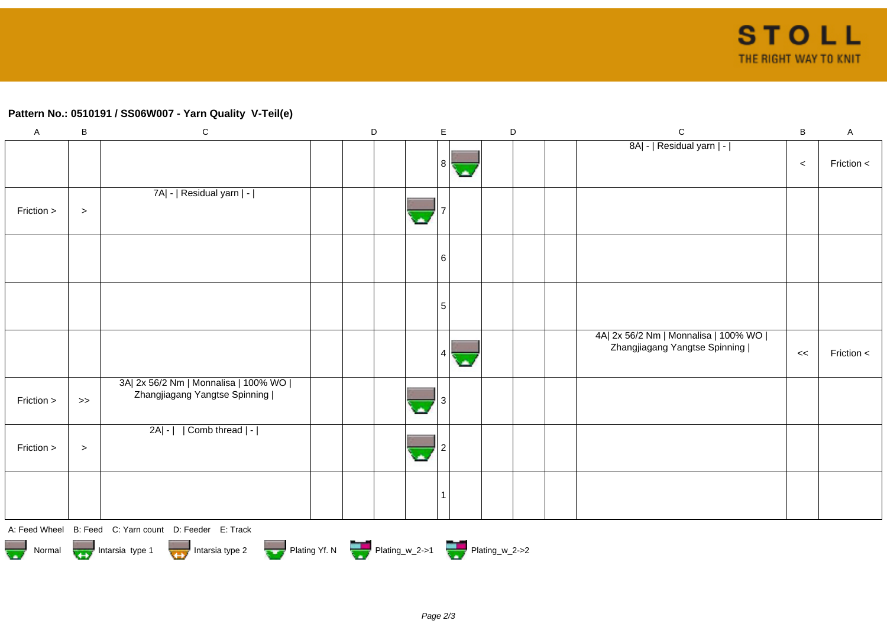**Pattern No.: 0510191 / SS06W007 - Yarn Quality V-Teil(e)**

| A | B | C | | D | | | E | | D | | | C | B | A |
|---|---|---|---|---|---|---|---|---|---|---|---|---|---|---|
| | | | | | | | 8 | | | | | 8A\| - \| Residual yarn \| - \| | < | Friction < |
| Friction > | > | 7A\| - \| Residual yarn \| - \| | | | | | 7 | | | | | | | |
| | | | | | | | 6 | | | | | | | |
| | | | | | | | 5 | | | | | | | |
| | | | | | | | 4 | | | | | 4A\| 2x 56/2 Nm \| Monnalisa \| 100% WO \| Zhangjiagang Yangtse Spinning \| | << | Friction < |
| Friction > | >> | 3A\| 2x 56/2 Nm \| Monnalisa \| 100% WO \| Zhangjiagang Yangtse Spinning \| | | | | | 3 | | | | | | | |
| Friction > | > | 2A\| - \| \| Comb thread \| - \| | | | | | 2 | | | | | | | |
| | | | | | | | 1 | | | | | | | |

A: Feed Wheel B: Feed C: Yarn count D: Feeder E: Track

Normal Intarsia type 1 Intarsia type 2 Plating Yf. N Plating_w_2->1 Plating_w_2->2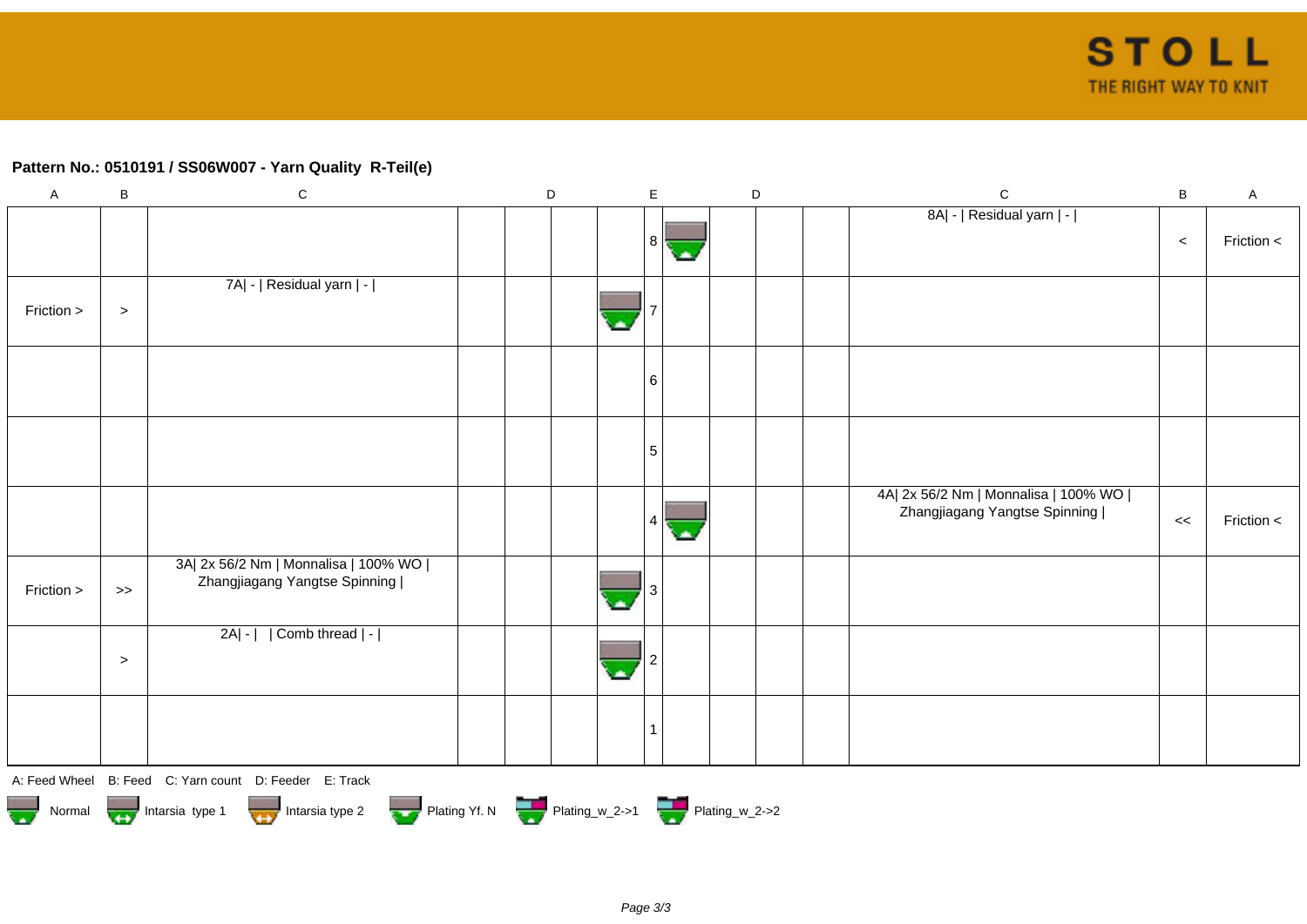**Pattern No.: 0510191 / SS06W007 - Yarn Quality R-Teil(e)**

| A | B | C | D | | | | E | | D | | | | C | B | A |
|---|---|---|---|---|---|---|---|---|---|---|---|---|---|---|---|
| | | | | | | | 8 | | | | | | 8A\| - \| Residual yarn \| - \| | < | Friction < |
| Friction > | > | 7A\| - \| Residual yarn \| - \| | | | | | 7 | | | | | | | | |
| | | | | | | | 6 | | | | | | | | |
| | | | | | | | 5 | | | | | | | | |
| | | | | | | | 4 | | | | | | 4A\| 2x 56/2 Nm \| Monnalisa \| 100% WO \| Zhangjiagang Yangtse Spinning \| | << | Friction < |
| Friction > | >> | 3A\| 2x 56/2 Nm \| Monnalisa \| 100% WO \| Zhangjiagang Yangtse Spinning \| | | | | | 3 | | | | | | | | |
| | > | 2A\| - \| \| Comb thread \| - \| | | | | | 2 | | | | | | | | |
| | | | | | | | 1 | | | | | | | | |

A: Feed Wheel B: Feed C: Yarn count D: Feeder E: Track

Normal Intarsia type 1 Intarsia type 2 Plating Yf. N Plating_w_2->1 Plating_w_2->2